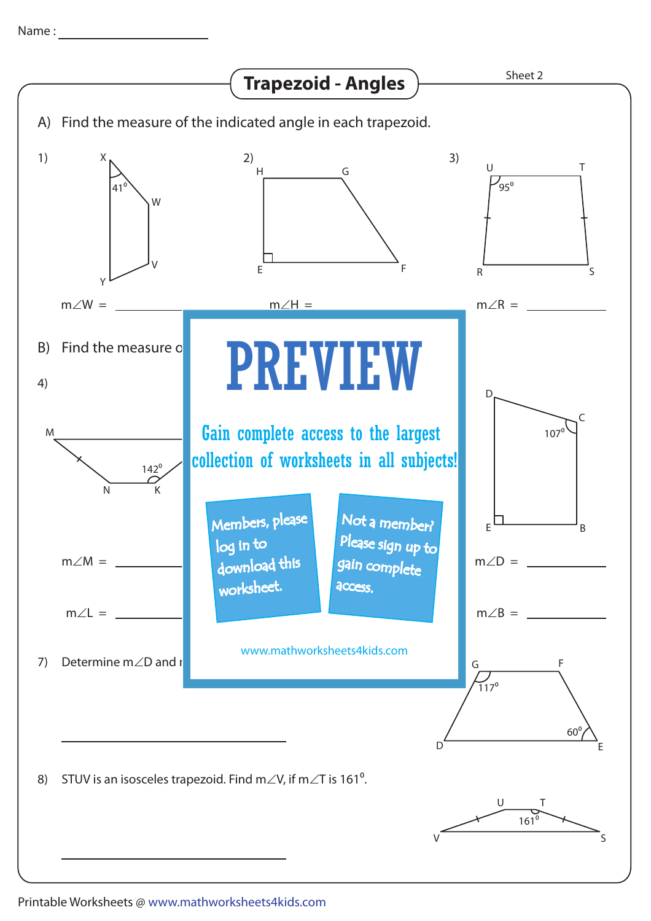Name : ____________________

# Trapezoid - Angles

Sheet 2

A) Find the measure of the indicated angle in each trapezoid.

1) X, W, V, Y; $41^0$

$m\angle W$ = __________

2) H, G, E, F

$m\angle H$ = __________

3) U, T, R, S; $95^0$

$m\angle R$ = __________

B) Find the measure o

4) M, N, K; $142^0$

$m\angle M$ = __________

$m\angle L$ = __________

D, C, E, B; $107^0$

$m\angle D$ = __________

$m\angle B$ = __________

PREVIEW

Gain complete access to the largest collection of worksheets in all subjects!

Members, please log in to download this worksheet.

Not a member? Please sign up to gain complete access.

www.mathworksheets4kids.com

7) Determine $m\angle D$ and r

G, F, D, E; $117^0$; $60^0$

__________________________

8) STUV is an isosceles trapezoid. Find $m\angle V$, if $m\angle T$ is $161^0$.

U, T, V, S; $161^0$

__________________________

Printable Worksheets @ www.mathworksheets4kids.com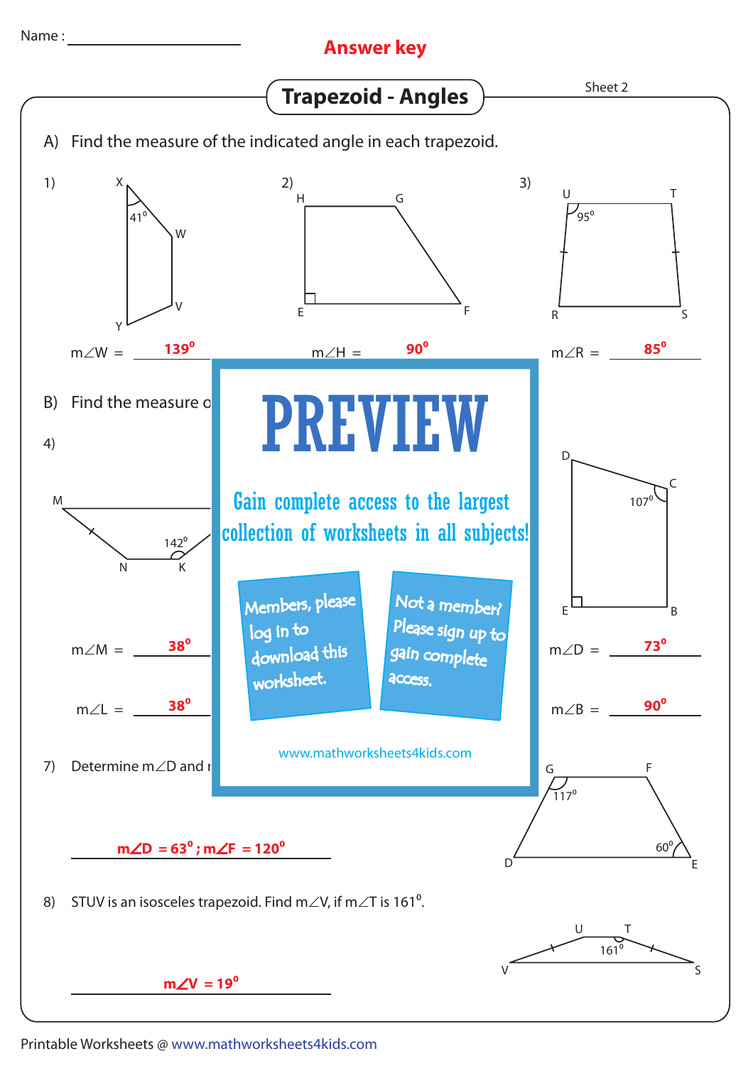Name : ____________________

**Answer key**

# Trapezoid - Angles

Sheet 2

A) Find the measure of the indicated angle in each trapezoid.

1)

X, W, V, Y

$41^0$

$m\angle W$ = **$139^0$**

2)

H, G, E, F

$m\angle H$ = **$90^0$**

3)

U, T, R, S

$95^0$

$m\angle R$ = **$85^0$**

B) Find the measure o

4)

M, N, K

$142^0$

$m\angle M$ = **$38^0$**

$m\angle L$ = **$38^0$**

D, C, E, B

$107^0$

$m\angle D$ = **$73^0$**

$m\angle B$ = **$90^0$**

PREVIEW

Gain complete access to the largest collection of worksheets in all subjects!

Members, please log in to download this worksheet.

Not a member? Please sign up to gain complete access.

www.mathworksheets4kids.com

7) Determine $m\angle D$ and r

G, F, D, E

$117^0$

$60^0$

**$m\angle D = 63^0$ ; $m\angle F = 120^0$**

8) STUV is an isosceles trapezoid. Find $m\angle V$, if $m\angle T$ is $161^0$.

U, T, V, S

$161^0$

**$m\angle V = 19^0$**

Printable Worksheets @ www.mathworksheets4kids.com